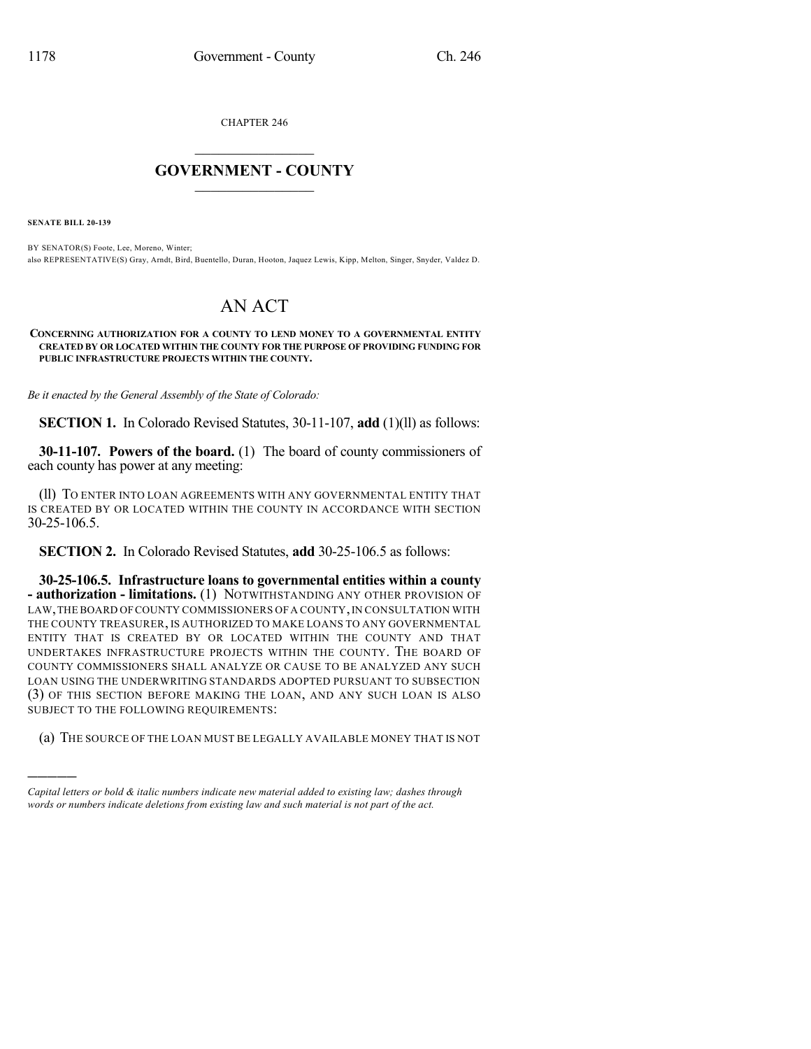CHAPTER 246

# GOVERNMENT - COUNTY

**SENATE BILL 20-139**

BY SENATOR(S) Foote, Lee, Moreno, Winter;
also REPRESENTATIVE(S) Gray, Arndt, Bird, Buentello, Duran, Hooton, Jaquez Lewis, Kipp, Melton, Singer, Snyder, Valdez D.

# AN ACT

**CONCERNING AUTHORIZATION FOR A COUNTY TO LEND MONEY TO A GOVERNMENTAL ENTITY CREATED BY OR LOCATED WITHIN THE COUNTY FOR THE PURPOSE OF PROVIDING FUNDING FOR PUBLIC INFRASTRUCTURE PROJECTS WITHIN THE COUNTY.**

*Be it enacted by the General Assembly of the State of Colorado:*

**SECTION 1.** In Colorado Revised Statutes, 30-11-107, **add** (1)(ll) as follows:

**30-11-107. Powers of the board.** (1) The board of county commissioners of each county has power at any meeting:

(ll) TO ENTER INTO LOAN AGREEMENTS WITH ANY GOVERNMENTAL ENTITY THAT IS CREATED BY OR LOCATED WITHIN THE COUNTY IN ACCORDANCE WITH SECTION 30-25-106.5.

**SECTION 2.** In Colorado Revised Statutes, **add** 30-25-106.5 as follows:

**30-25-106.5. Infrastructure loans to governmental entities within a county - authorization - limitations.** (1) NOTWITHSTANDING ANY OTHER PROVISION OF LAW, THE BOARD OF COUNTY COMMISSIONERS OF A COUNTY, IN CONSULTATION WITH THE COUNTY TREASURER, IS AUTHORIZED TO MAKE LOANS TO ANY GOVERNMENTAL ENTITY THAT IS CREATED BY OR LOCATED WITHIN THE COUNTY AND THAT UNDERTAKES INFRASTRUCTURE PROJECTS WITHIN THE COUNTY. THE BOARD OF COUNTY COMMISSIONERS SHALL ANALYZE OR CAUSE TO BE ANALYZED ANY SUCH LOAN USING THE UNDERWRITING STANDARDS ADOPTED PURSUANT TO SUBSECTION (3) OF THIS SECTION BEFORE MAKING THE LOAN, AND ANY SUCH LOAN IS ALSO SUBJECT TO THE FOLLOWING REQUIREMENTS:

(a) THE SOURCE OF THE LOAN MUST BE LEGALLY AVAILABLE MONEY THAT IS NOT

---

*Capital letters or bold & italic numbers indicate new material added to existing law; dashes through words or numbers indicate deletions from existing law and such material is not part of the act.*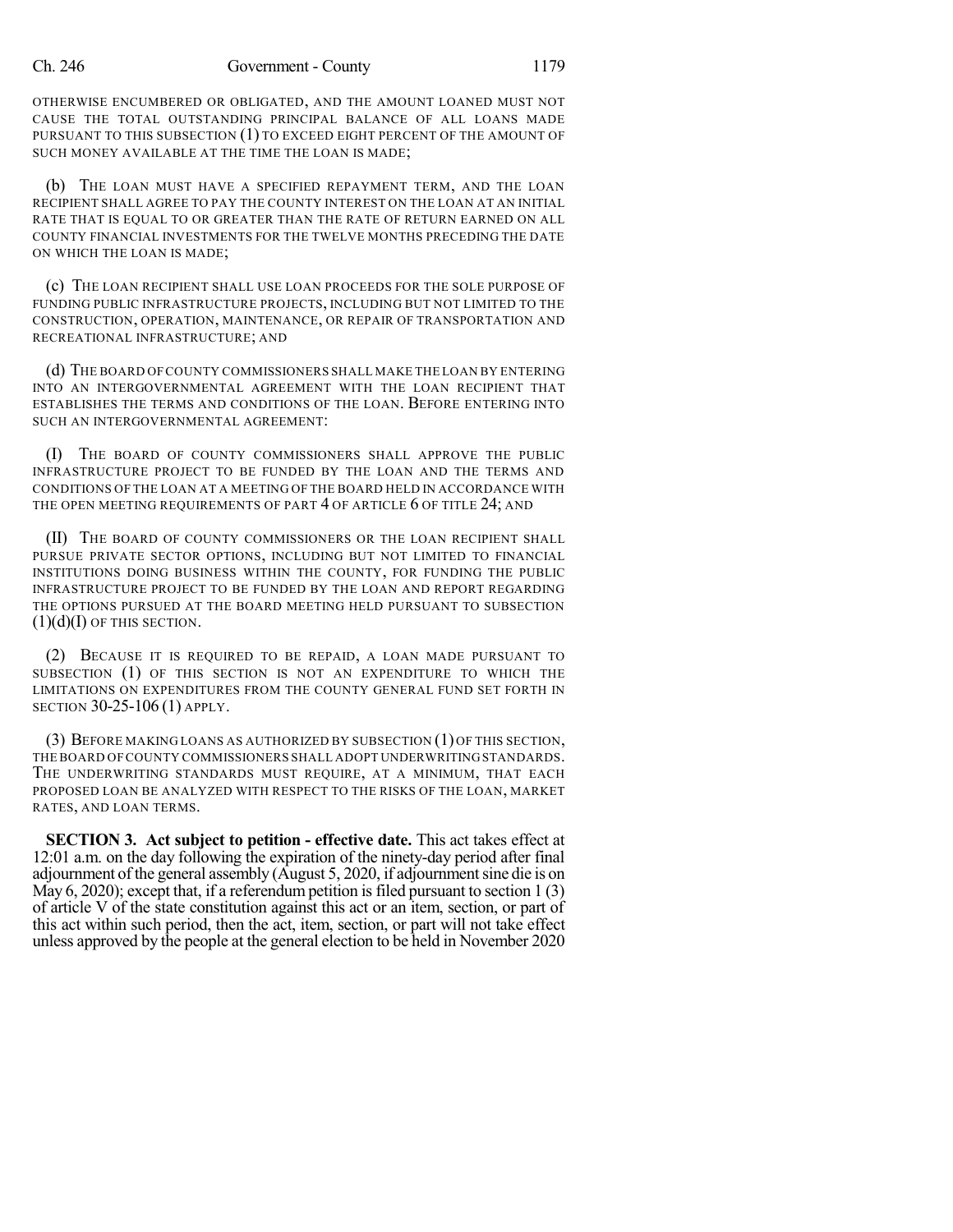OTHERWISE ENCUMBERED OR OBLIGATED, AND THE AMOUNT LOANED MUST NOT CAUSE THE TOTAL OUTSTANDING PRINCIPAL BALANCE OF ALL LOANS MADE PURSUANT TO THIS SUBSECTION (1) TO EXCEED EIGHT PERCENT OF THE AMOUNT OF SUCH MONEY AVAILABLE AT THE TIME THE LOAN IS MADE;

(b) THE LOAN MUST HAVE A SPECIFIED REPAYMENT TERM, AND THE LOAN RECIPIENT SHALL AGREE TO PAY THE COUNTY INTEREST ON THE LOAN AT AN INITIAL RATE THAT IS EQUAL TO OR GREATER THAN THE RATE OF RETURN EARNED ON ALL COUNTY FINANCIAL INVESTMENTS FOR THE TWELVE MONTHS PRECEDING THE DATE ON WHICH THE LOAN IS MADE;

(c) THE LOAN RECIPIENT SHALL USE LOAN PROCEEDS FOR THE SOLE PURPOSE OF FUNDING PUBLIC INFRASTRUCTURE PROJECTS, INCLUDING BUT NOT LIMITED TO THE CONSTRUCTION, OPERATION, MAINTENANCE, OR REPAIR OF TRANSPORTATION AND RECREATIONAL INFRASTRUCTURE; AND

(d) THE BOARD OF COUNTY COMMISSIONERS SHALL MAKE THE LOAN BY ENTERING INTO AN INTERGOVERNMENTAL AGREEMENT WITH THE LOAN RECIPIENT THAT ESTABLISHES THE TERMS AND CONDITIONS OF THE LOAN. BEFORE ENTERING INTO SUCH AN INTERGOVERNMENTAL AGREEMENT:

(I) THE BOARD OF COUNTY COMMISSIONERS SHALL APPROVE THE PUBLIC INFRASTRUCTURE PROJECT TO BE FUNDED BY THE LOAN AND THE TERMS AND CONDITIONS OF THE LOAN AT A MEETING OF THE BOARD HELD IN ACCORDANCE WITH THE OPEN MEETING REQUIREMENTS OF PART 4 OF ARTICLE 6 OF TITLE 24; AND

(II) THE BOARD OF COUNTY COMMISSIONERS OR THE LOAN RECIPIENT SHALL PURSUE PRIVATE SECTOR OPTIONS, INCLUDING BUT NOT LIMITED TO FINANCIAL INSTITUTIONS DOING BUSINESS WITHIN THE COUNTY, FOR FUNDING THE PUBLIC INFRASTRUCTURE PROJECT TO BE FUNDED BY THE LOAN AND REPORT REGARDING THE OPTIONS PURSUED AT THE BOARD MEETING HELD PURSUANT TO SUBSECTION (1)(d)(I) OF THIS SECTION.

(2) BECAUSE IT IS REQUIRED TO BE REPAID, A LOAN MADE PURSUANT TO SUBSECTION (1) OF THIS SECTION IS NOT AN EXPENDITURE TO WHICH THE LIMITATIONS ON EXPENDITURES FROM THE COUNTY GENERAL FUND SET FORTH IN SECTION 30-25-106 (1) APPLY.

(3) BEFORE MAKING LOANS AS AUTHORIZED BY SUBSECTION (1) OF THIS SECTION, THE BOARD OF COUNTY COMMISSIONERS SHALL ADOPT UNDERWRITING STANDARDS. THE UNDERWRITING STANDARDS MUST REQUIRE, AT A MINIMUM, THAT EACH PROPOSED LOAN BE ANALYZED WITH RESPECT TO THE RISKS OF THE LOAN, MARKET RATES, AND LOAN TERMS.

**SECTION 3. Act subject to petition - effective date.** This act takes effect at 12:01 a.m. on the day following the expiration of the ninety-day period after final adjournment of the general assembly (August 5, 2020, if adjournment sine die is on May 6, 2020); except that, if a referendum petition is filed pursuant to section 1 (3) of article V of the state constitution against this act or an item, section, or part of this act within such period, then the act, item, section, or part will not take effect unless approved by the people at the general election to be held in November 2020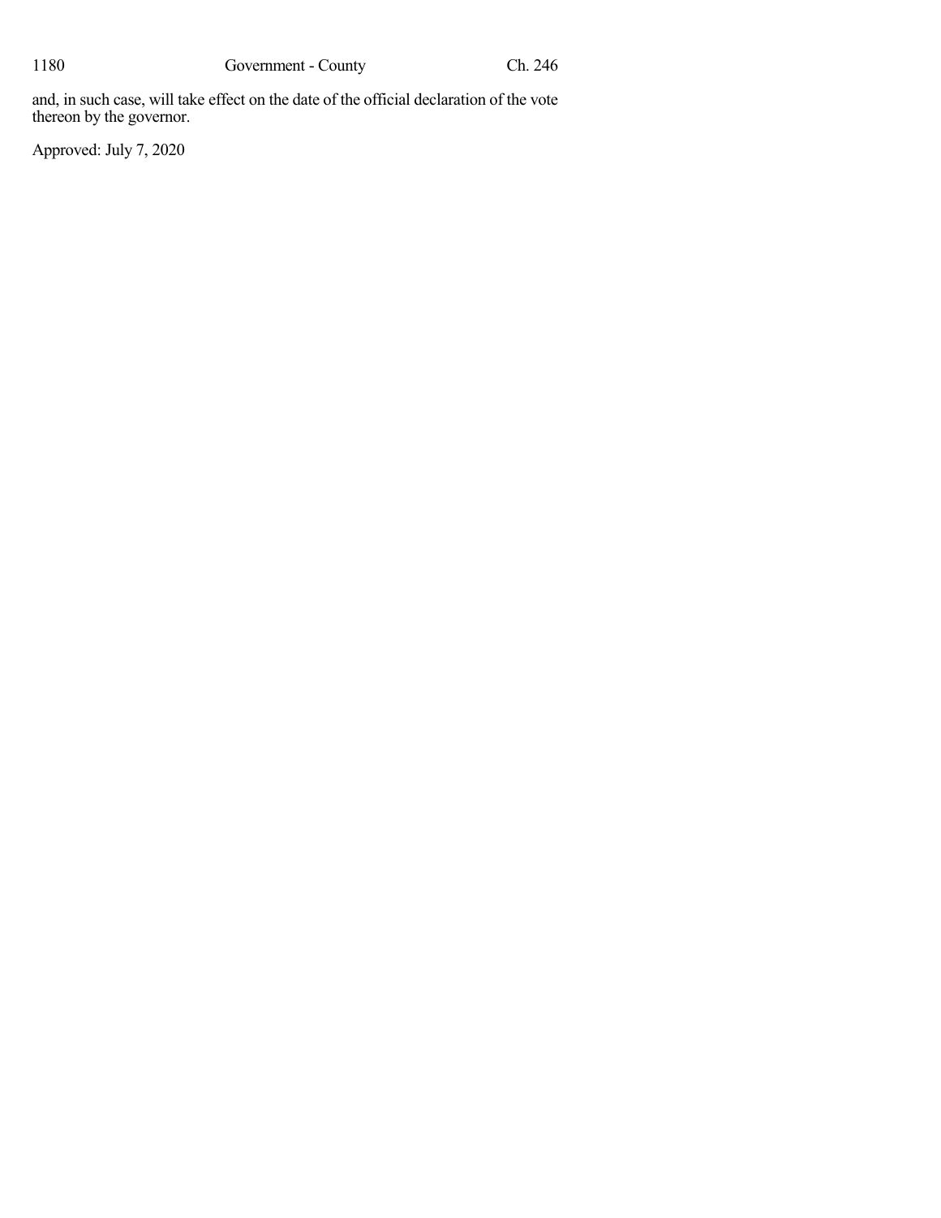and, in such case, will take effect on the date of the official declaration of the vote thereon by the governor.

Approved: July 7, 2020